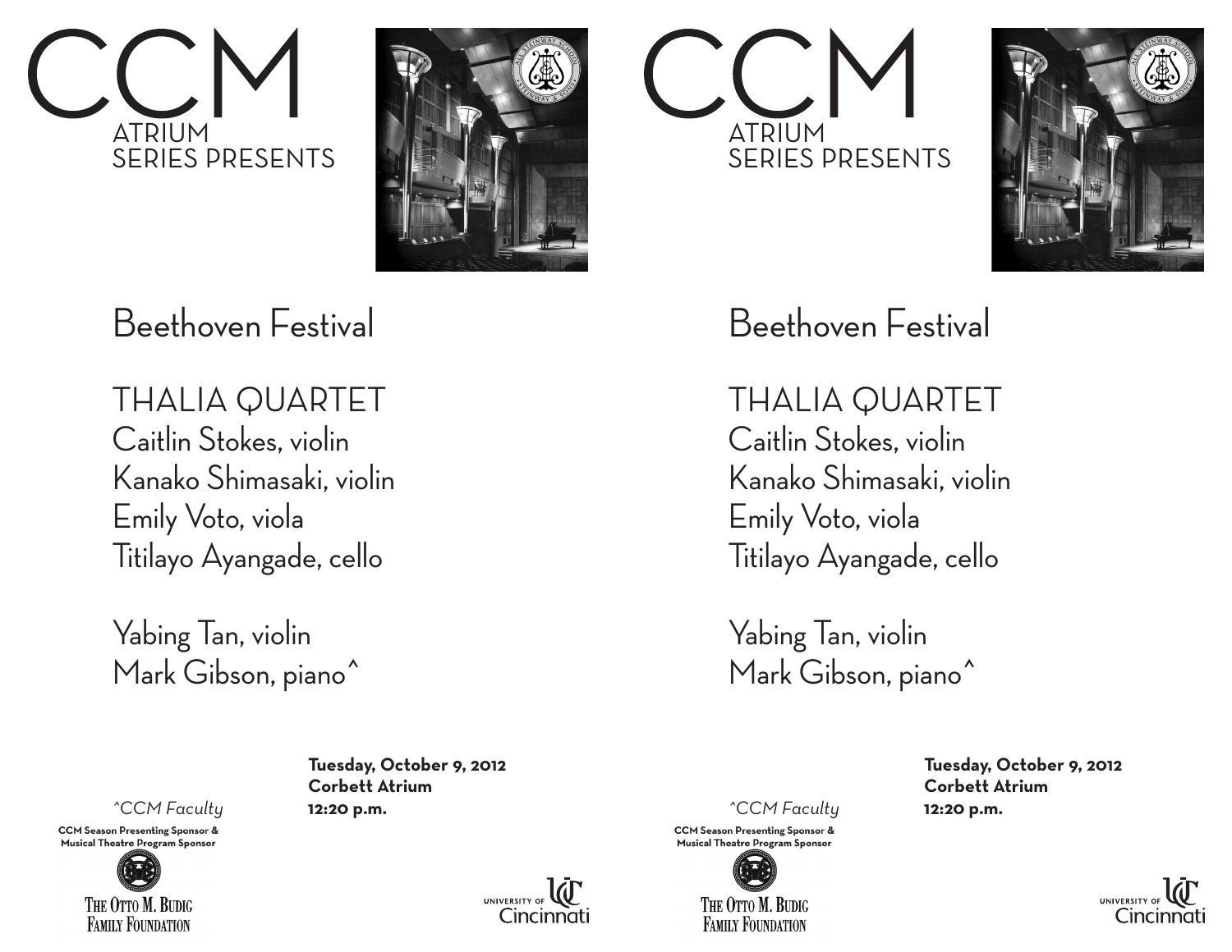# CCM

ATRIUM
SERIES PRESENTS

## Beethoven Festival

THALIA QUARTET
Caitlin Stokes, violin
Kanako Shimasaki, violin
Emily Voto, viola
Titilayo Ayangade, cello

Yabing Tan, violin
Mark Gibson, piano^

*^CCM Faculty*

**Tuesday, October 9, 2012**
**Corbett Atrium**
**12:20 p.m.**

**CCM Season Presenting Sponsor &**
**Musical Theatre Program Sponsor**

The Otto M. Budig Family Foundation

University of Cincinnati

# CCM

ATRIUM
SERIES PRESENTS

## Beethoven Festival

THALIA QUARTET
Caitlin Stokes, violin
Kanako Shimasaki, violin
Emily Voto, viola
Titilayo Ayangade, cello

Yabing Tan, violin
Mark Gibson, piano^

*^CCM Faculty*

**Tuesday, October 9, 2012**
**Corbett Atrium**
**12:20 p.m.**

**CCM Season Presenting Sponsor &**
**Musical Theatre Program Sponsor**

The Otto M. Budig Family Foundation

University of Cincinnati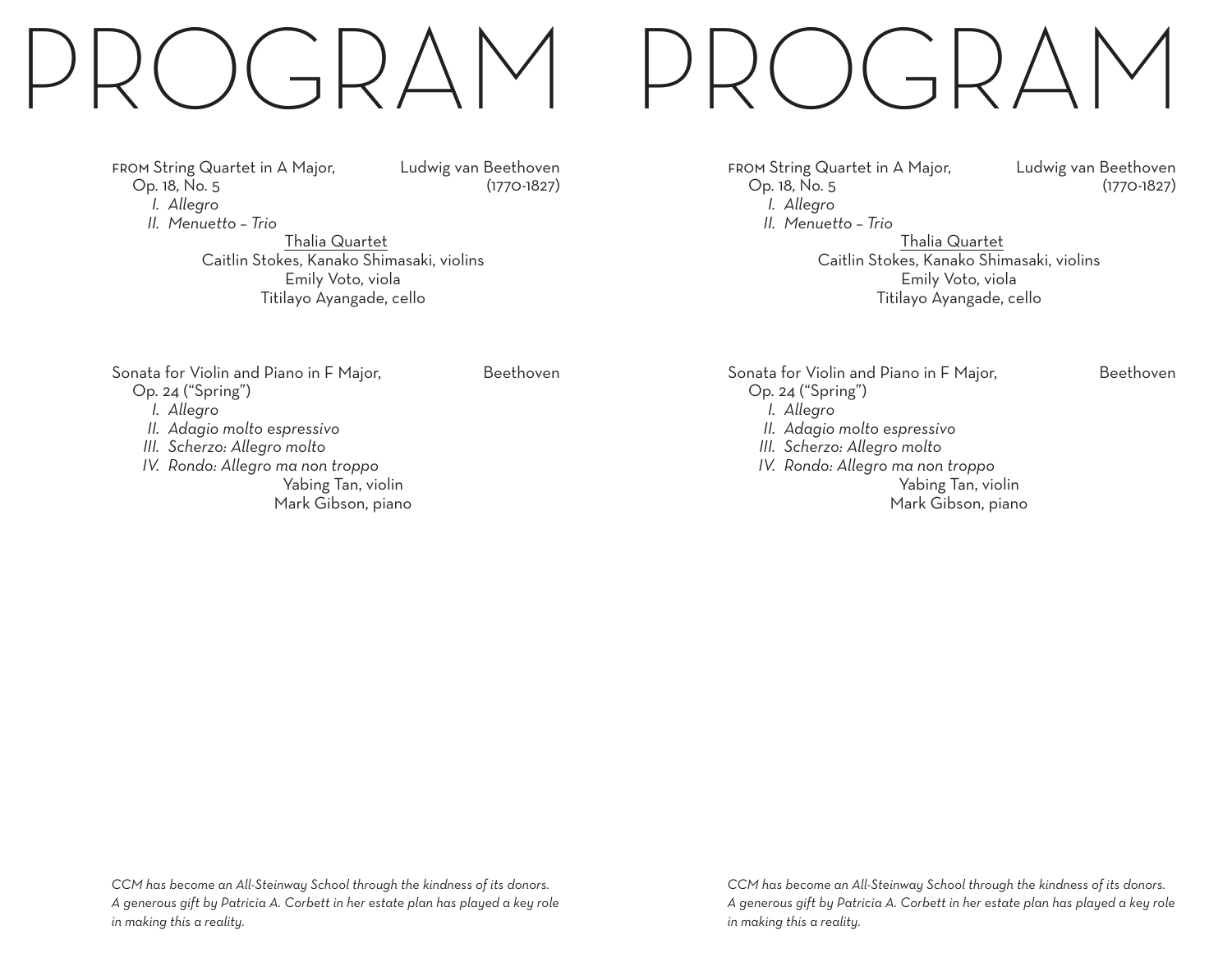# PROGRAM

FROM String Quartet in A Major, Op. 18, No. 5 — Ludwig van Beethoven (1770-1827)

*I. Allegro*
*II. Menuetto – Trio*

Thalia Quartet
Caitlin Stokes, Kanako Shimasaki, violins
Emily Voto, viola
Titilayo Ayangade, cello

Sonata for Violin and Piano in F Major, Op. 24 ("Spring") — Beethoven

*I. Allegro*
*II. Adagio molto espressivo*
*III. Scherzo: Allegro molto*
*IV. Rondo: Allegro ma non troppo*

Yabing Tan, violin
Mark Gibson, piano

*CCM has become an All-Steinway School through the kindness of its donors. A generous gift by Patricia A. Corbett in her estate plan has played a key role in making this a reality.*

# PROGRAM

FROM String Quartet in A Major, Op. 18, No. 5 — Ludwig van Beethoven (1770-1827)

*I. Allegro*
*II. Menuetto – Trio*

Thalia Quartet
Caitlin Stokes, Kanako Shimasaki, violins
Emily Voto, viola
Titilayo Ayangade, cello

Sonata for Violin and Piano in F Major, Op. 24 ("Spring") — Beethoven

*I. Allegro*
*II. Adagio molto espressivo*
*III. Scherzo: Allegro molto*
*IV. Rondo: Allegro ma non troppo*

Yabing Tan, violin
Mark Gibson, piano

*CCM has become an All-Steinway School through the kindness of its donors. A generous gift by Patricia A. Corbett in her estate plan has played a key role in making this a reality.*